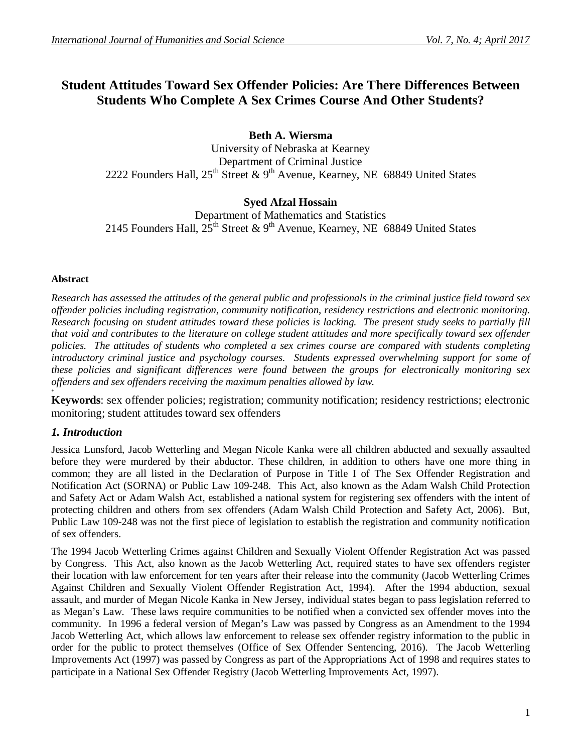# Student Attitudes Toward Sex Offender Policies: Are There Differences Between Students Who Complete A Sex Crimes Course And Other Students?

**Beth A. Wiersma**

University of Nebraska at Kearney
Department of Criminal Justice
2222 Founders Hall, 25th Street & 9th Avenue, Kearney, NE 68849 United States

**Syed Afzal Hossain**

Department of Mathematics and Statistics
2145 Founders Hall, 25th Street & 9th Avenue, Kearney, NE 68849 United States

#### Abstract

*Research has assessed the attitudes of the general public and professionals in the criminal justice field toward sex offender policies including registration, community notification, residency restrictions and electronic monitoring. Research focusing on student attitudes toward these policies is lacking. The present study seeks to partially fill that void and contributes to the literature on college student attitudes and more specifically toward sex offender policies. The attitudes of students who completed a sex crimes course are compared with students completing introductory criminal justice and psychology courses. Students expressed overwhelming support for some of these policies and significant differences were found between the groups for electronically monitoring sex offenders and sex offenders receiving the maximum penalties allowed by law.*

**Keywords**: sex offender policies; registration; community notification; residency restrictions; electronic monitoring; student attitudes toward sex offenders

## *1. Introduction*

Jessica Lunsford, Jacob Wetterling and Megan Nicole Kanka were all children abducted and sexually assaulted before they were murdered by their abductor. These children, in addition to others have one more thing in common; they are all listed in the Declaration of Purpose in Title I of The Sex Offender Registration and Notification Act (SORNA) or Public Law 109-248. This Act, also known as the Adam Walsh Child Protection and Safety Act or Adam Walsh Act, established a national system for registering sex offenders with the intent of protecting children and others from sex offenders (Adam Walsh Child Protection and Safety Act, 2006). But, Public Law 109-248 was not the first piece of legislation to establish the registration and community notification of sex offenders.

The 1994 Jacob Wetterling Crimes against Children and Sexually Violent Offender Registration Act was passed by Congress. This Act, also known as the Jacob Wetterling Act, required states to have sex offenders register their location with law enforcement for ten years after their release into the community (Jacob Wetterling Crimes Against Children and Sexually Violent Offender Registration Act, 1994). After the 1994 abduction, sexual assault, and murder of Megan Nicole Kanka in New Jersey, individual states began to pass legislation referred to as Megan's Law. These laws require communities to be notified when a convicted sex offender moves into the community. In 1996 a federal version of Megan's Law was passed by Congress as an Amendment to the 1994 Jacob Wetterling Act, which allows law enforcement to release sex offender registry information to the public in order for the public to protect themselves (Office of Sex Offender Sentencing, 2016). The Jacob Wetterling Improvements Act (1997) was passed by Congress as part of the Appropriations Act of 1998 and requires states to participate in a National Sex Offender Registry (Jacob Wetterling Improvements Act, 1997).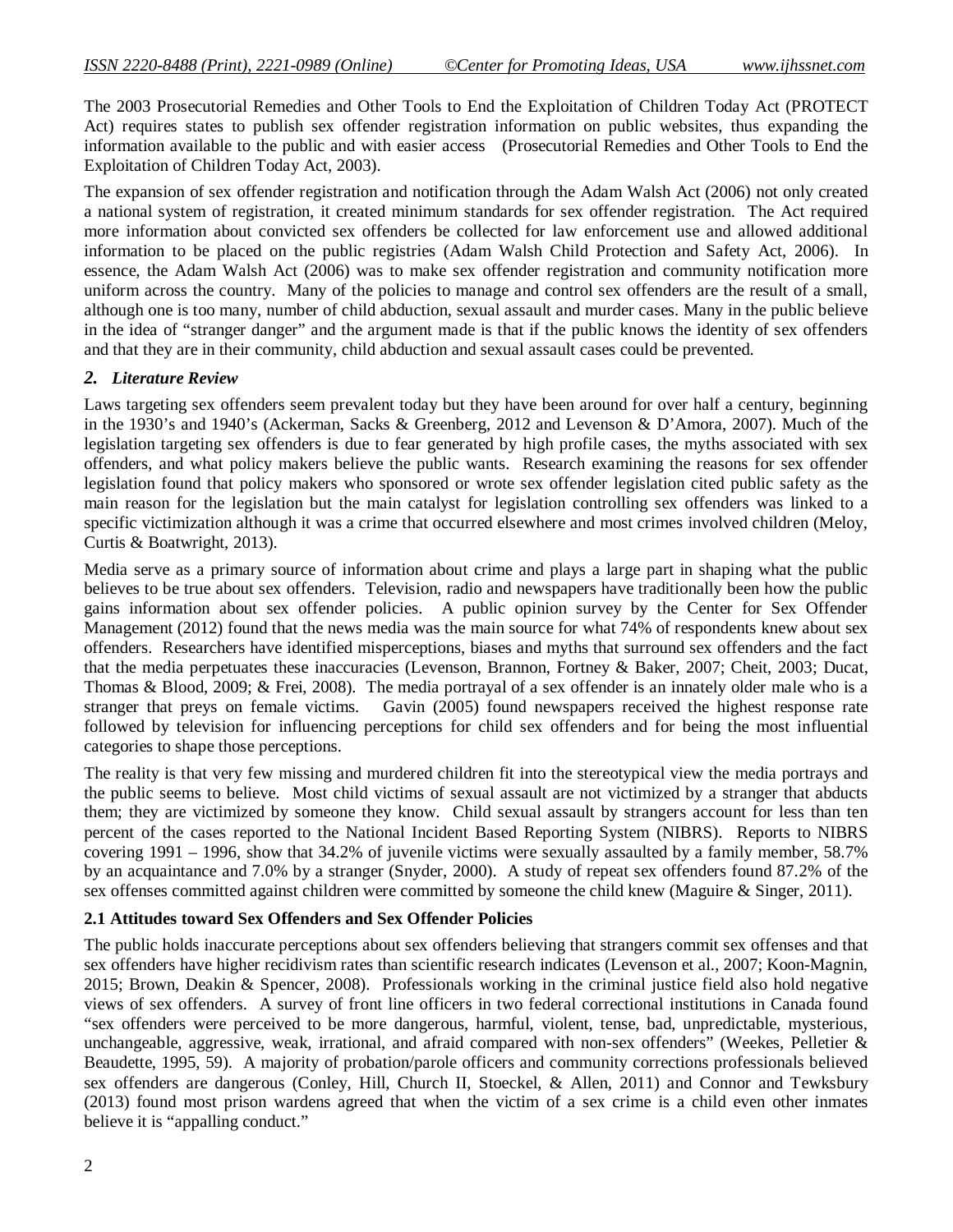The 2003 Prosecutorial Remedies and Other Tools to End the Exploitation of Children Today Act (PROTECT Act) requires states to publish sex offender registration information on public websites, thus expanding the information available to the public and with easier access (Prosecutorial Remedies and Other Tools to End the Exploitation of Children Today Act, 2003).

The expansion of sex offender registration and notification through the Adam Walsh Act (2006) not only created a national system of registration, it created minimum standards for sex offender registration. The Act required more information about convicted sex offenders be collected for law enforcement use and allowed additional information to be placed on the public registries (Adam Walsh Child Protection and Safety Act, 2006). In essence, the Adam Walsh Act (2006) was to make sex offender registration and community notification more uniform across the country. Many of the policies to manage and control sex offenders are the result of a small, although one is too many, number of child abduction, sexual assault and murder cases. Many in the public believe in the idea of "stranger danger" and the argument made is that if the public knows the identity of sex offenders and that they are in their community, child abduction and sexual assault cases could be prevented.

## *2. Literature Review*

Laws targeting sex offenders seem prevalent today but they have been around for over half a century, beginning in the 1930's and 1940's (Ackerman, Sacks & Greenberg, 2012 and Levenson & D'Amora, 2007). Much of the legislation targeting sex offenders is due to fear generated by high profile cases, the myths associated with sex offenders, and what policy makers believe the public wants. Research examining the reasons for sex offender legislation found that policy makers who sponsored or wrote sex offender legislation cited public safety as the main reason for the legislation but the main catalyst for legislation controlling sex offenders was linked to a specific victimization although it was a crime that occurred elsewhere and most crimes involved children (Meloy, Curtis & Boatwright, 2013).

Media serve as a primary source of information about crime and plays a large part in shaping what the public believes to be true about sex offenders. Television, radio and newspapers have traditionally been how the public gains information about sex offender policies. A public opinion survey by the Center for Sex Offender Management (2012) found that the news media was the main source for what 74% of respondents knew about sex offenders. Researchers have identified misperceptions, biases and myths that surround sex offenders and the fact that the media perpetuates these inaccuracies (Levenson, Brannon, Fortney & Baker, 2007; Cheit, 2003; Ducat, Thomas & Blood, 2009; & Frei, 2008). The media portrayal of a sex offender is an innately older male who is a stranger that preys on female victims. Gavin (2005) found newspapers received the highest response rate followed by television for influencing perceptions for child sex offenders and for being the most influential categories to shape those perceptions.

The reality is that very few missing and murdered children fit into the stereotypical view the media portrays and the public seems to believe. Most child victims of sexual assault are not victimized by a stranger that abducts them; they are victimized by someone they know. Child sexual assault by strangers account for less than ten percent of the cases reported to the National Incident Based Reporting System (NIBRS). Reports to NIBRS covering 1991 – 1996, show that 34.2% of juvenile victims were sexually assaulted by a family member, 58.7% by an acquaintance and 7.0% by a stranger (Snyder, 2000). A study of repeat sex offenders found 87.2% of the sex offenses committed against children were committed by someone the child knew (Maguire & Singer, 2011).

### **2.1 Attitudes toward Sex Offenders and Sex Offender Policies**

The public holds inaccurate perceptions about sex offenders believing that strangers commit sex offenses and that sex offenders have higher recidivism rates than scientific research indicates (Levenson et al., 2007; Koon-Magnin, 2015; Brown, Deakin & Spencer, 2008). Professionals working in the criminal justice field also hold negative views of sex offenders. A survey of front line officers in two federal correctional institutions in Canada found "sex offenders were perceived to be more dangerous, harmful, violent, tense, bad, unpredictable, mysterious, unchangeable, aggressive, weak, irrational, and afraid compared with non-sex offenders" (Weekes, Pelletier & Beaudette, 1995, 59). A majority of probation/parole officers and community corrections professionals believed sex offenders are dangerous (Conley, Hill, Church II, Stoeckel, & Allen, 2011) and Connor and Tewksbury (2013) found most prison wardens agreed that when the victim of a sex crime is a child even other inmates believe it is "appalling conduct."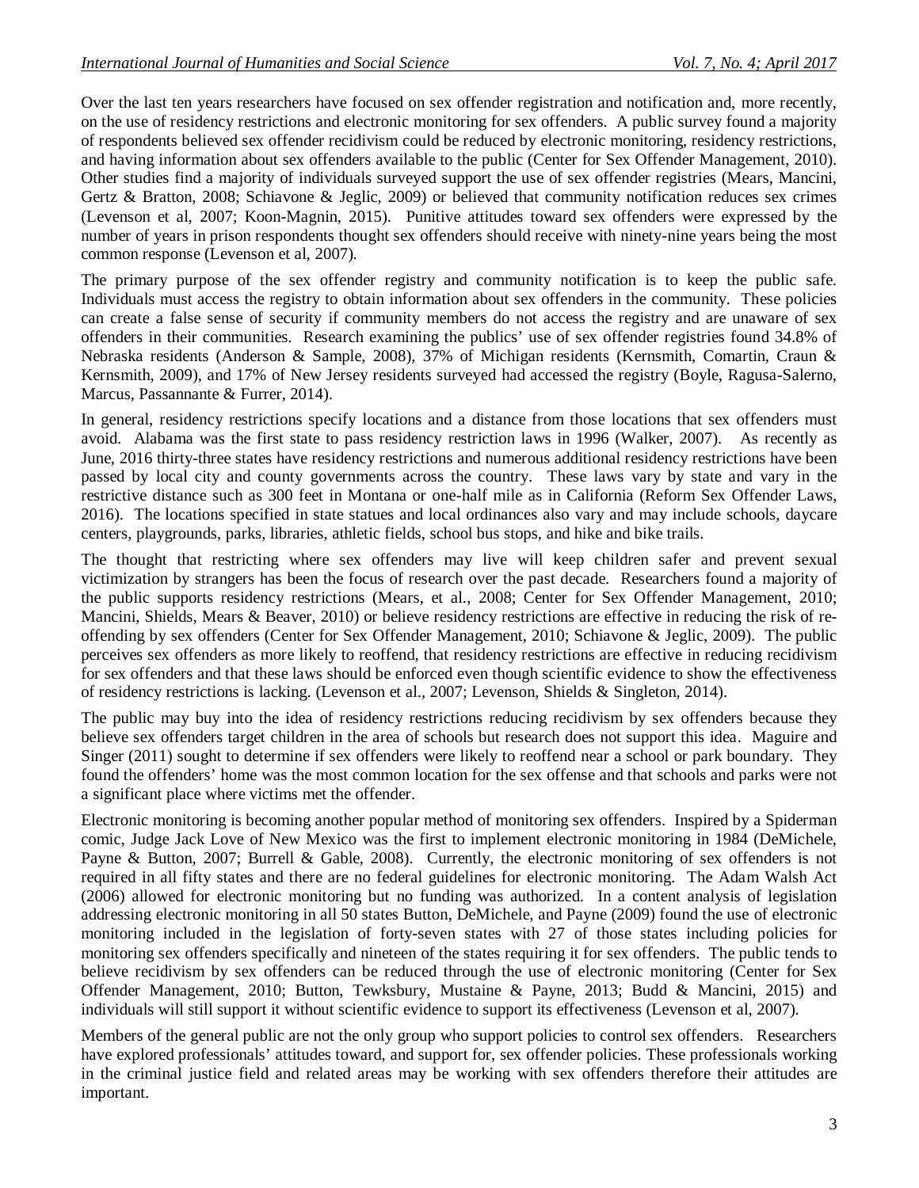Over the last ten years researchers have focused on sex offender registration and notification and, more recently, on the use of residency restrictions and electronic monitoring for sex offenders. A public survey found a majority of respondents believed sex offender recidivism could be reduced by electronic monitoring, residency restrictions, and having information about sex offenders available to the public (Center for Sex Offender Management, 2010). Other studies find a majority of individuals surveyed support the use of sex offender registries (Mears, Mancini, Gertz & Bratton, 2008; Schiavone & Jeglic, 2009) or believed that community notification reduces sex crimes (Levenson et al, 2007; Koon-Magnin, 2015). Punitive attitudes toward sex offenders were expressed by the number of years in prison respondents thought sex offenders should receive with ninety-nine years being the most common response (Levenson et al, 2007).

The primary purpose of the sex offender registry and community notification is to keep the public safe. Individuals must access the registry to obtain information about sex offenders in the community. These policies can create a false sense of security if community members do not access the registry and are unaware of sex offenders in their communities. Research examining the publics' use of sex offender registries found 34.8% of Nebraska residents (Anderson & Sample, 2008), 37% of Michigan residents (Kernsmith, Comartin, Craun & Kernsmith, 2009), and 17% of New Jersey residents surveyed had accessed the registry (Boyle, Ragusa-Salerno, Marcus, Passannante & Furrer, 2014).

In general, residency restrictions specify locations and a distance from those locations that sex offenders must avoid. Alabama was the first state to pass residency restriction laws in 1996 (Walker, 2007). As recently as June, 2016 thirty-three states have residency restrictions and numerous additional residency restrictions have been passed by local city and county governments across the country. These laws vary by state and vary in the restrictive distance such as 300 feet in Montana or one-half mile as in California (Reform Sex Offender Laws, 2016). The locations specified in state statues and local ordinances also vary and may include schools, daycare centers, playgrounds, parks, libraries, athletic fields, school bus stops, and hike and bike trails.

The thought that restricting where sex offenders may live will keep children safer and prevent sexual victimization by strangers has been the focus of research over the past decade. Researchers found a majority of the public supports residency restrictions (Mears, et al., 2008; Center for Sex Offender Management, 2010; Mancini, Shields, Mears & Beaver, 2010) or believe residency restrictions are effective in reducing the risk of re-offending by sex offenders (Center for Sex Offender Management, 2010; Schiavone & Jeglic, 2009). The public perceives sex offenders as more likely to reoffend, that residency restrictions are effective in reducing recidivism for sex offenders and that these laws should be enforced even though scientific evidence to show the effectiveness of residency restrictions is lacking. (Levenson et al., 2007; Levenson, Shields & Singleton, 2014).

The public may buy into the idea of residency restrictions reducing recidivism by sex offenders because they believe sex offenders target children in the area of schools but research does not support this idea. Maguire and Singer (2011) sought to determine if sex offenders were likely to reoffend near a school or park boundary. They found the offenders' home was the most common location for the sex offense and that schools and parks were not a significant place where victims met the offender.

Electronic monitoring is becoming another popular method of monitoring sex offenders. Inspired by a Spiderman comic, Judge Jack Love of New Mexico was the first to implement electronic monitoring in 1984 (DeMichele, Payne & Button, 2007; Burrell & Gable, 2008). Currently, the electronic monitoring of sex offenders is not required in all fifty states and there are no federal guidelines for electronic monitoring. The Adam Walsh Act (2006) allowed for electronic monitoring but no funding was authorized. In a content analysis of legislation addressing electronic monitoring in all 50 states Button, DeMichele, and Payne (2009) found the use of electronic monitoring included in the legislation of forty-seven states with 27 of those states including policies for monitoring sex offenders specifically and nineteen of the states requiring it for sex offenders. The public tends to believe recidivism by sex offenders can be reduced through the use of electronic monitoring (Center for Sex Offender Management, 2010; Button, Tewksbury, Mustaine & Payne, 2013; Budd & Mancini, 2015) and individuals will still support it without scientific evidence to support its effectiveness (Levenson et al, 2007).

Members of the general public are not the only group who support policies to control sex offenders. Researchers have explored professionals' attitudes toward, and support for, sex offender policies. These professionals working in the criminal justice field and related areas may be working with sex offenders therefore their attitudes are important.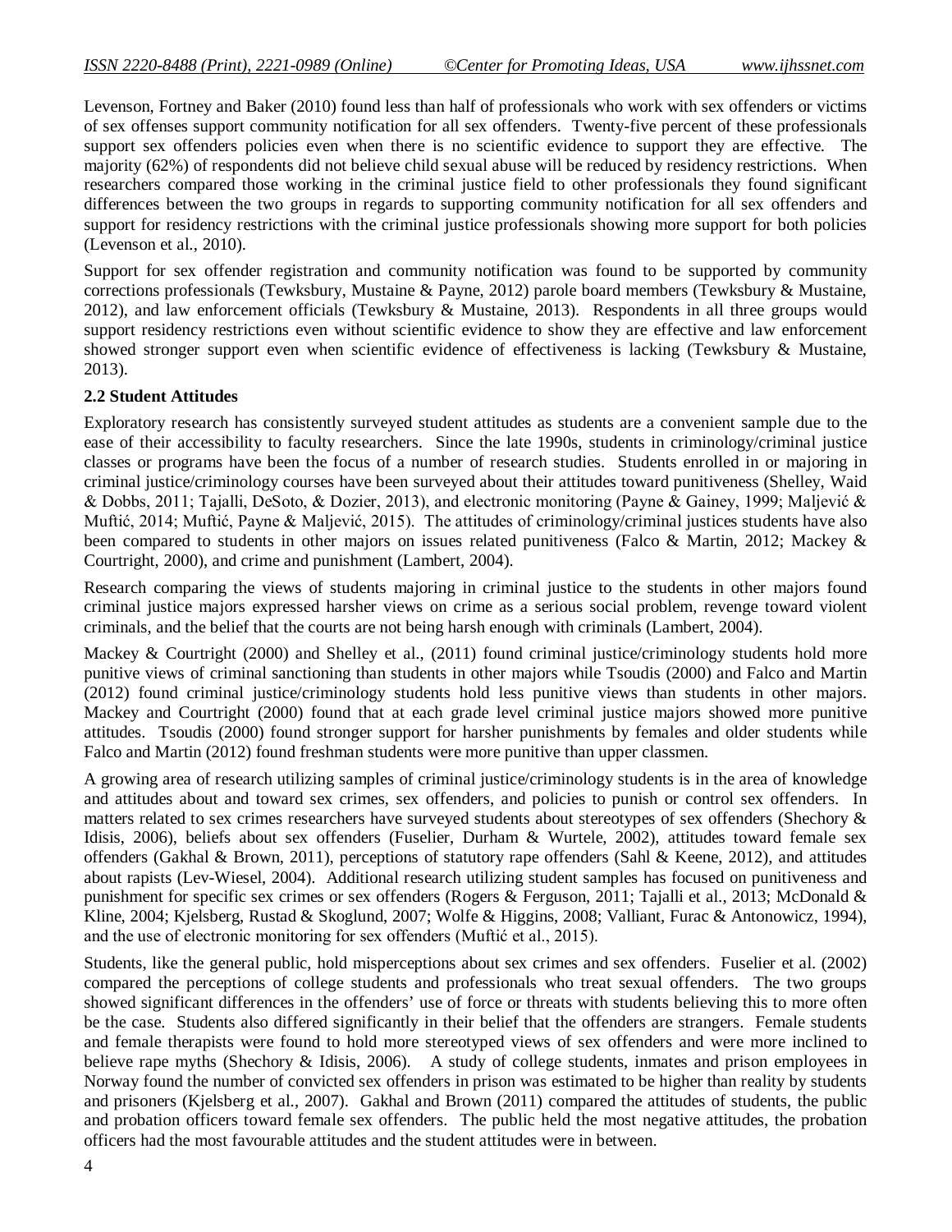Levenson, Fortney and Baker (2010) found less than half of professionals who work with sex offenders or victims of sex offenses support community notification for all sex offenders. Twenty-five percent of these professionals support sex offenders policies even when there is no scientific evidence to support they are effective. The majority (62%) of respondents did not believe child sexual abuse will be reduced by residency restrictions. When researchers compared those working in the criminal justice field to other professionals they found significant differences between the two groups in regards to supporting community notification for all sex offenders and support for residency restrictions with the criminal justice professionals showing more support for both policies (Levenson et al., 2010).

Support for sex offender registration and community notification was found to be supported by community corrections professionals (Tewksbury, Mustaine & Payne, 2012) parole board members (Tewksbury & Mustaine, 2012), and law enforcement officials (Tewksbury & Mustaine, 2013). Respondents in all three groups would support residency restrictions even without scientific evidence to show they are effective and law enforcement showed stronger support even when scientific evidence of effectiveness is lacking (Tewksbury & Mustaine, 2013).

### 2.2 Student Attitudes

Exploratory research has consistently surveyed student attitudes as students are a convenient sample due to the ease of their accessibility to faculty researchers. Since the late 1990s, students in criminology/criminal justice classes or programs have been the focus of a number of research studies. Students enrolled in or majoring in criminal justice/criminology courses have been surveyed about their attitudes toward punitiveness (Shelley, Waid & Dobbs, 2011; Tajalli, DeSoto, & Dozier, 2013), and electronic monitoring (Payne & Gainey, 1999; Maljević & Muftić, 2014; Muftić, Payne & Maljević, 2015). The attitudes of criminology/criminal justices students have also been compared to students in other majors on issues related punitiveness (Falco & Martin, 2012; Mackey & Courtright, 2000), and crime and punishment (Lambert, 2004).

Research comparing the views of students majoring in criminal justice to the students in other majors found criminal justice majors expressed harsher views on crime as a serious social problem, revenge toward violent criminals, and the belief that the courts are not being harsh enough with criminals (Lambert, 2004).

Mackey & Courtright (2000) and Shelley et al., (2011) found criminal justice/criminology students hold more punitive views of criminal sanctioning than students in other majors while Tsoudis (2000) and Falco and Martin (2012) found criminal justice/criminology students hold less punitive views than students in other majors. Mackey and Courtright (2000) found that at each grade level criminal justice majors showed more punitive attitudes. Tsoudis (2000) found stronger support for harsher punishments by females and older students while Falco and Martin (2012) found freshman students were more punitive than upper classmen.

A growing area of research utilizing samples of criminal justice/criminology students is in the area of knowledge and attitudes about and toward sex crimes, sex offenders, and policies to punish or control sex offenders. In matters related to sex crimes researchers have surveyed students about stereotypes of sex offenders (Shechory & Idisis, 2006), beliefs about sex offenders (Fuselier, Durham & Wurtele, 2002), attitudes toward female sex offenders (Gakhal & Brown, 2011), perceptions of statutory rape offenders (Sahl & Keene, 2012), and attitudes about rapists (Lev-Wiesel, 2004). Additional research utilizing student samples has focused on punitiveness and punishment for specific sex crimes or sex offenders (Rogers & Ferguson, 2011; Tajalli et al., 2013; McDonald & Kline, 2004; Kjelsberg, Rustad & Skoglund, 2007; Wolfe & Higgins, 2008; Valliant, Furac & Antonowicz, 1994), and the use of electronic monitoring for sex offenders (Muftić et al., 2015).

Students, like the general public, hold misperceptions about sex crimes and sex offenders. Fuselier et al. (2002) compared the perceptions of college students and professionals who treat sexual offenders. The two groups showed significant differences in the offenders' use of force or threats with students believing this to more often be the case. Students also differed significantly in their belief that the offenders are strangers. Female students and female therapists were found to hold more stereotyped views of sex offenders and were more inclined to believe rape myths (Shechory & Idisis, 2006). A study of college students, inmates and prison employees in Norway found the number of convicted sex offenders in prison was estimated to be higher than reality by students and prisoners (Kjelsberg et al., 2007). Gakhal and Brown (2011) compared the attitudes of students, the public and probation officers toward female sex offenders. The public held the most negative attitudes, the probation officers had the most favourable attitudes and the student attitudes were in between.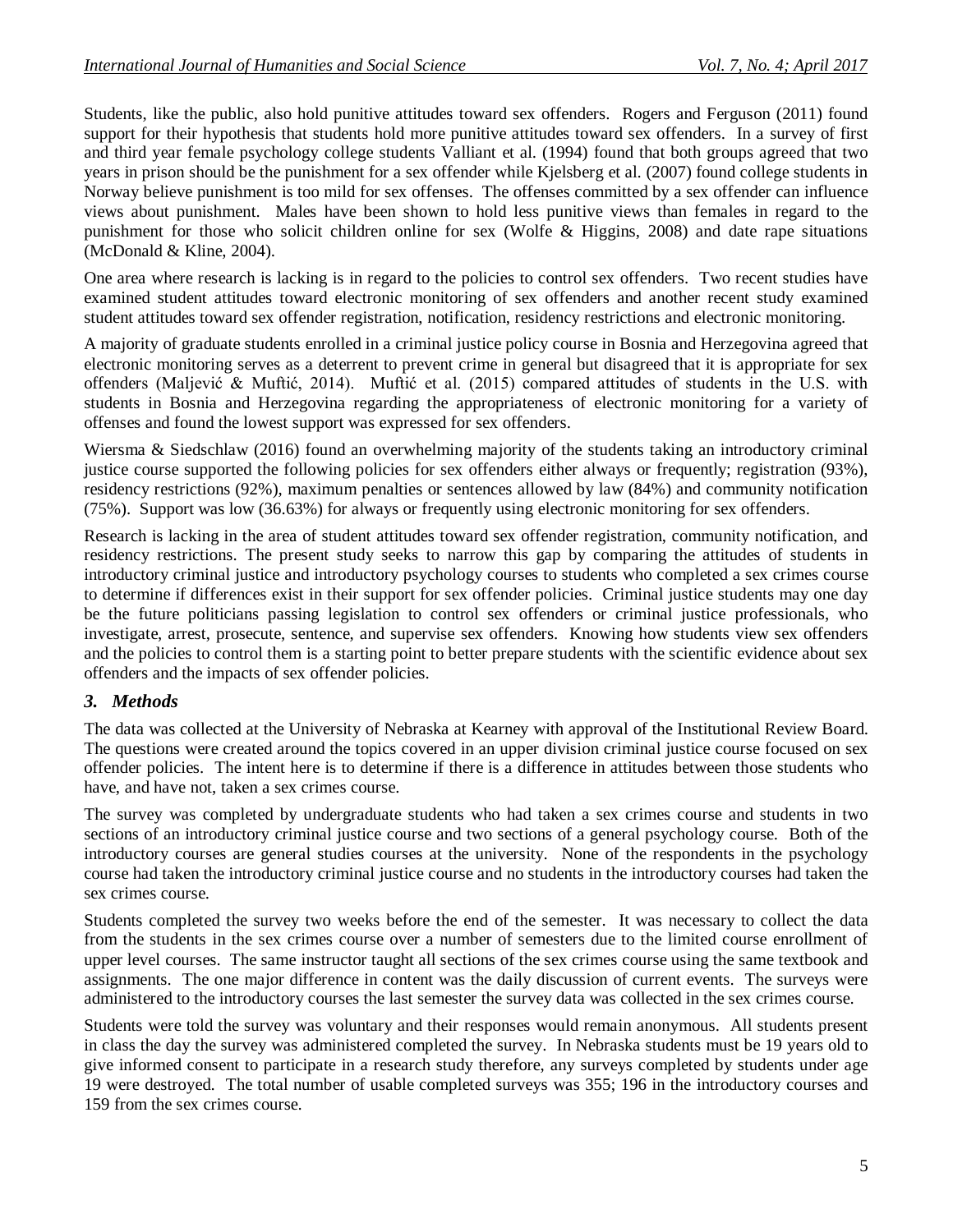Students, like the public, also hold punitive attitudes toward sex offenders. Rogers and Ferguson (2011) found support for their hypothesis that students hold more punitive attitudes toward sex offenders. In a survey of first and third year female psychology college students Valliant et al. (1994) found that both groups agreed that two years in prison should be the punishment for a sex offender while Kjelsberg et al. (2007) found college students in Norway believe punishment is too mild for sex offenses. The offenses committed by a sex offender can influence views about punishment. Males have been shown to hold less punitive views than females in regard to the punishment for those who solicit children online for sex (Wolfe & Higgins, 2008) and date rape situations (McDonald & Kline, 2004).

One area where research is lacking is in regard to the policies to control sex offenders. Two recent studies have examined student attitudes toward electronic monitoring of sex offenders and another recent study examined student attitudes toward sex offender registration, notification, residency restrictions and electronic monitoring.

A majority of graduate students enrolled in a criminal justice policy course in Bosnia and Herzegovina agreed that electronic monitoring serves as a deterrent to prevent crime in general but disagreed that it is appropriate for sex offenders (Maljević & Muftić, 2014). Muftić et al. (2015) compared attitudes of students in the U.S. with students in Bosnia and Herzegovina regarding the appropriateness of electronic monitoring for a variety of offenses and found the lowest support was expressed for sex offenders.

Wiersma & Siedschlaw (2016) found an overwhelming majority of the students taking an introductory criminal justice course supported the following policies for sex offenders either always or frequently; registration (93%), residency restrictions (92%), maximum penalties or sentences allowed by law (84%) and community notification (75%). Support was low (36.63%) for always or frequently using electronic monitoring for sex offenders.

Research is lacking in the area of student attitudes toward sex offender registration, community notification, and residency restrictions. The present study seeks to narrow this gap by comparing the attitudes of students in introductory criminal justice and introductory psychology courses to students who completed a sex crimes course to determine if differences exist in their support for sex offender policies. Criminal justice students may one day be the future politicians passing legislation to control sex offenders or criminal justice professionals, who investigate, arrest, prosecute, sentence, and supervise sex offenders. Knowing how students view sex offenders and the policies to control them is a starting point to better prepare students with the scientific evidence about sex offenders and the impacts of sex offender policies.

## *3. Methods*

The data was collected at the University of Nebraska at Kearney with approval of the Institutional Review Board. The questions were created around the topics covered in an upper division criminal justice course focused on sex offender policies. The intent here is to determine if there is a difference in attitudes between those students who have, and have not, taken a sex crimes course.

The survey was completed by undergraduate students who had taken a sex crimes course and students in two sections of an introductory criminal justice course and two sections of a general psychology course. Both of the introductory courses are general studies courses at the university. None of the respondents in the psychology course had taken the introductory criminal justice course and no students in the introductory courses had taken the sex crimes course.

Students completed the survey two weeks before the end of the semester. It was necessary to collect the data from the students in the sex crimes course over a number of semesters due to the limited course enrollment of upper level courses. The same instructor taught all sections of the sex crimes course using the same textbook and assignments. The one major difference in content was the daily discussion of current events. The surveys were administered to the introductory courses the last semester the survey data was collected in the sex crimes course.

Students were told the survey was voluntary and their responses would remain anonymous. All students present in class the day the survey was administered completed the survey. In Nebraska students must be 19 years old to give informed consent to participate in a research study therefore, any surveys completed by students under age 19 were destroyed. The total number of usable completed surveys was 355; 196 in the introductory courses and 159 from the sex crimes course.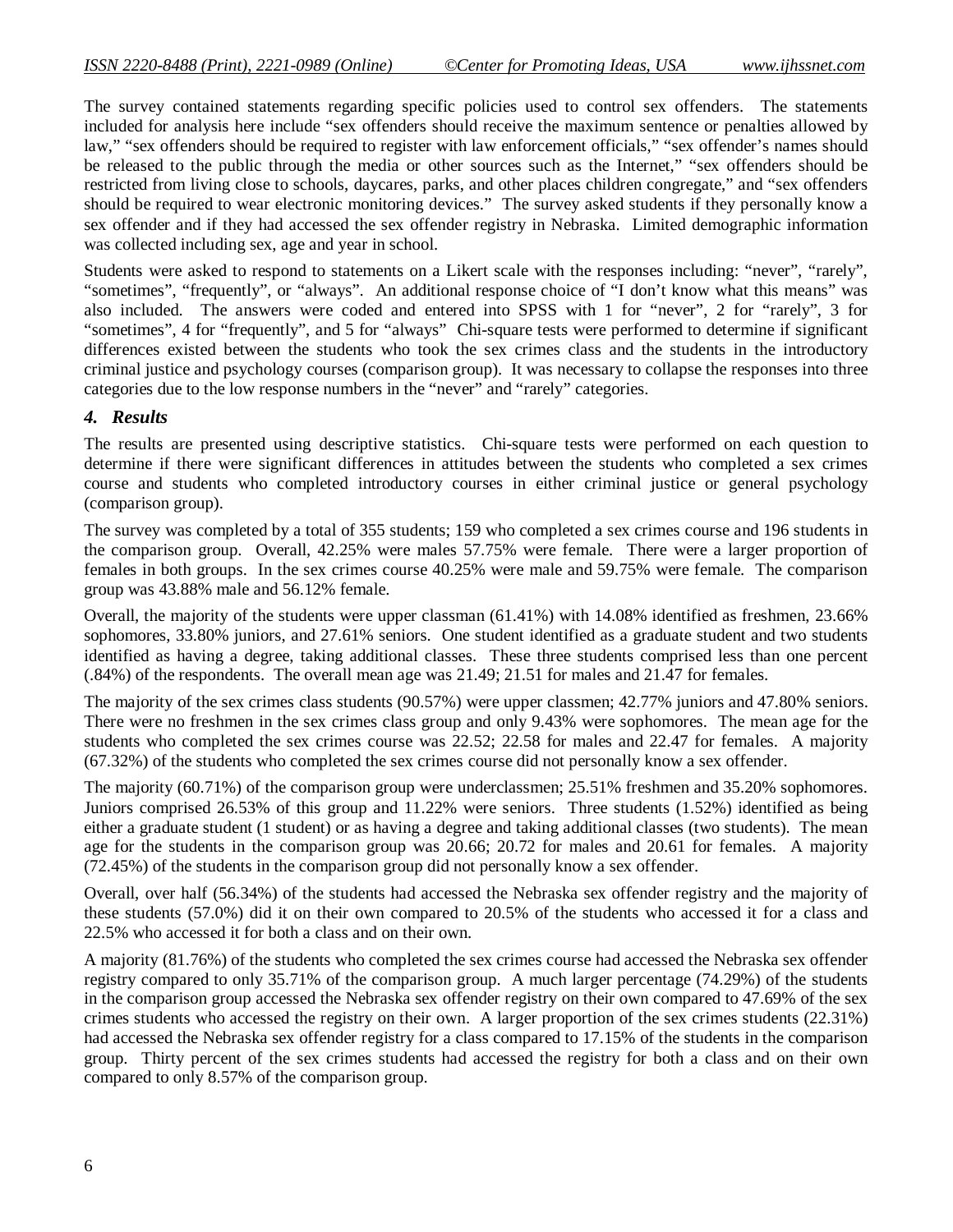The survey contained statements regarding specific policies used to control sex offenders. The statements included for analysis here include "sex offenders should receive the maximum sentence or penalties allowed by law," "sex offenders should be required to register with law enforcement officials," "sex offender's names should be released to the public through the media or other sources such as the Internet," "sex offenders should be restricted from living close to schools, daycares, parks, and other places children congregate," and "sex offenders should be required to wear electronic monitoring devices." The survey asked students if they personally know a sex offender and if they had accessed the sex offender registry in Nebraska. Limited demographic information was collected including sex, age and year in school.

Students were asked to respond to statements on a Likert scale with the responses including: "never", "rarely", "sometimes", "frequently", or "always". An additional response choice of "I don't know what this means" was also included. The answers were coded and entered into SPSS with 1 for "never", 2 for "rarely", 3 for "sometimes", 4 for "frequently", and 5 for "always" Chi-square tests were performed to determine if significant differences existed between the students who took the sex crimes class and the students in the introductory criminal justice and psychology courses (comparison group). It was necessary to collapse the responses into three categories due to the low response numbers in the "never" and "rarely" categories.

### *4. Results*

The results are presented using descriptive statistics. Chi-square tests were performed on each question to determine if there were significant differences in attitudes between the students who completed a sex crimes course and students who completed introductory courses in either criminal justice or general psychology (comparison group).

The survey was completed by a total of 355 students; 159 who completed a sex crimes course and 196 students in the comparison group. Overall, 42.25% were males 57.75% were female. There were a larger proportion of females in both groups. In the sex crimes course 40.25% were male and 59.75% were female. The comparison group was 43.88% male and 56.12% female.

Overall, the majority of the students were upper classman (61.41%) with 14.08% identified as freshmen, 23.66% sophomores, 33.80% juniors, and 27.61% seniors. One student identified as a graduate student and two students identified as having a degree, taking additional classes. These three students comprised less than one percent (.84%) of the respondents. The overall mean age was 21.49; 21.51 for males and 21.47 for females.

The majority of the sex crimes class students (90.57%) were upper classmen; 42.77% juniors and 47.80% seniors. There were no freshmen in the sex crimes class group and only 9.43% were sophomores. The mean age for the students who completed the sex crimes course was 22.52; 22.58 for males and 22.47 for females. A majority (67.32%) of the students who completed the sex crimes course did not personally know a sex offender.

The majority (60.71%) of the comparison group were underclassmen; 25.51% freshmen and 35.20% sophomores. Juniors comprised 26.53% of this group and 11.22% were seniors. Three students (1.52%) identified as being either a graduate student (1 student) or as having a degree and taking additional classes (two students). The mean age for the students in the comparison group was 20.66; 20.72 for males and 20.61 for females. A majority (72.45%) of the students in the comparison group did not personally know a sex offender.

Overall, over half (56.34%) of the students had accessed the Nebraska sex offender registry and the majority of these students (57.0%) did it on their own compared to 20.5% of the students who accessed it for a class and 22.5% who accessed it for both a class and on their own.

A majority (81.76%) of the students who completed the sex crimes course had accessed the Nebraska sex offender registry compared to only 35.71% of the comparison group. A much larger percentage (74.29%) of the students in the comparison group accessed the Nebraska sex offender registry on their own compared to 47.69% of the sex crimes students who accessed the registry on their own. A larger proportion of the sex crimes students (22.31%) had accessed the Nebraska sex offender registry for a class compared to 17.15% of the students in the comparison group. Thirty percent of the sex crimes students had accessed the registry for both a class and on their own compared to only 8.57% of the comparison group.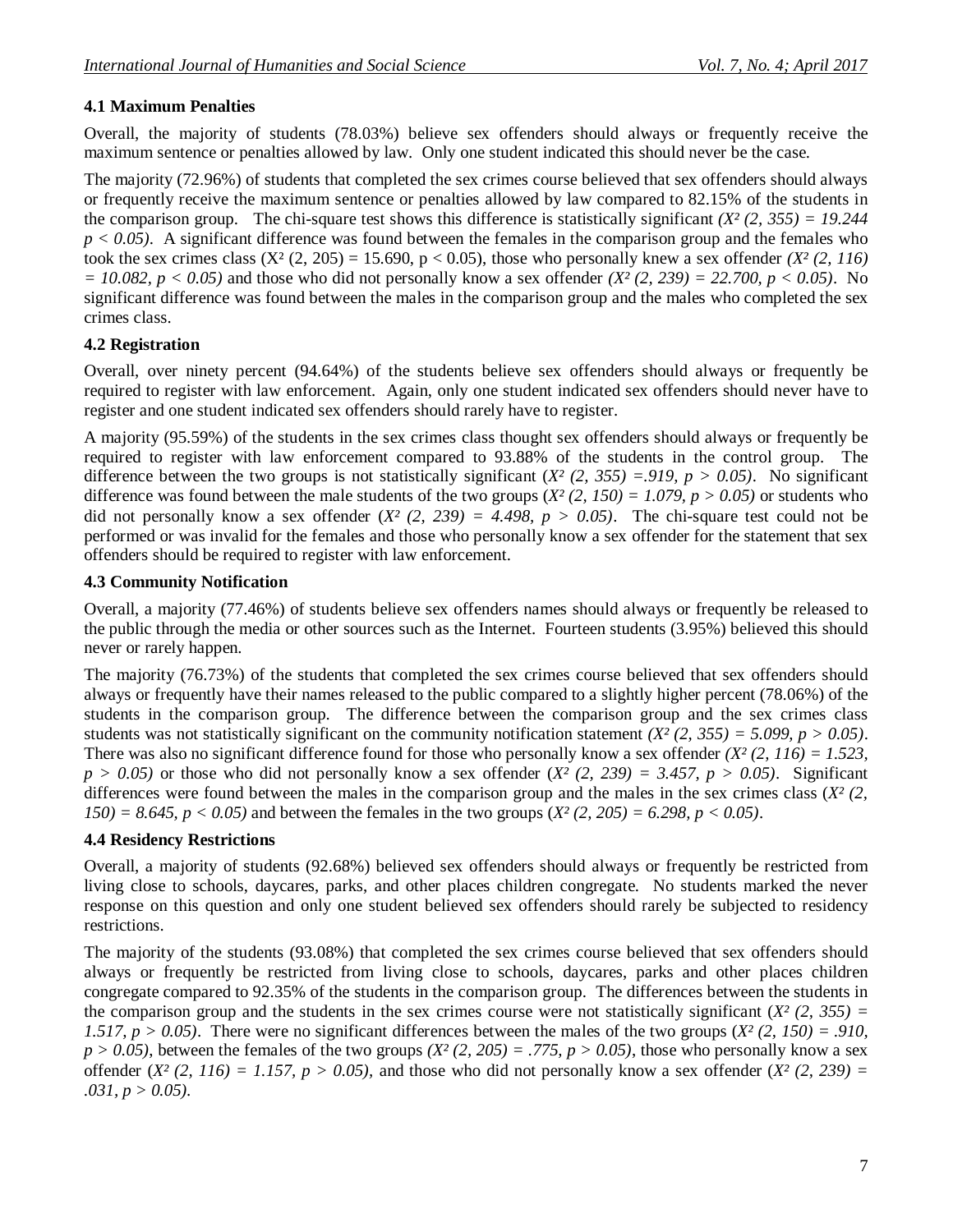### 4.1 Maximum Penalties

Overall, the majority of students (78.03%) believe sex offenders should always or frequently receive the maximum sentence or penalties allowed by law. Only one student indicated this should never be the case.

The majority (72.96%) of students that completed the sex crimes course believed that sex offenders should always or frequently receive the maximum sentence or penalties allowed by law compared to 82.15% of the students in the comparison group. The chi-square test shows this difference is statistically significant *($X^2$ (2, 355) = 19.244 $p < 0.05$)*. A significant difference was found between the females in the comparison group and the females who took the sex crimes class ($X^2$ (2, 205) = 15.690, $p < 0.05$), those who personally knew a sex offender *($X^2$ (2, 116) = 10.082, $p < 0.05$)* and those who did not personally know a sex offender *($X^2$ (2, 239) = 22.700, $p < 0.05$)*. No significant difference was found between the males in the comparison group and the males who completed the sex crimes class.

### 4.2 Registration

Overall, over ninety percent (94.64%) of the students believe sex offenders should always or frequently be required to register with law enforcement. Again, only one student indicated sex offenders should never have to register and one student indicated sex offenders should rarely have to register.

A majority (95.59%) of the students in the sex crimes class thought sex offenders should always or frequently be required to register with law enforcement compared to 93.88% of the students in the control group. The difference between the two groups is not statistically significant (*$X^2$ (2, 355) =.919, $p > 0.05$)*. No significant difference was found between the male students of the two groups (*$X^2$ (2, 150) = 1.079, $p > 0.05$)* or students who did not personally know a sex offender (*$X^2$ (2, 239) = 4.498, $p > 0.05$)*. The chi-square test could not be performed or was invalid for the females and those who personally know a sex offender for the statement that sex offenders should be required to register with law enforcement.

### 4.3 Community Notification

Overall, a majority (77.46%) of students believe sex offenders names should always or frequently be released to the public through the media or other sources such as the Internet. Fourteen students (3.95%) believed this should never or rarely happen.

The majority (76.73%) of the students that completed the sex crimes course believed that sex offenders should always or frequently have their names released to the public compared to a slightly higher percent (78.06%) of the students in the comparison group. The difference between the comparison group and the sex crimes class students was not statistically significant on the community notification statement *($X^2$ (2, 355) = 5.099, $p > 0.05$)*. There was also no significant difference found for those who personally know a sex offender *($X^2$ (2, 116) = 1.523, $p > 0.05$)* or those who did not personally know a sex offender (*$X^2$ (2, 239) = 3.457, $p > 0.05$)*. Significant differences were found between the males in the comparison group and the males in the sex crimes class (*$X^2$ (2, 150) = 8.645, $p < 0.05$)* and between the females in the two groups (*$X^2$ (2, 205) = 6.298, $p < 0.05$)*.

### 4.4 Residency Restrictions

Overall, a majority of students (92.68%) believed sex offenders should always or frequently be restricted from living close to schools, daycares, parks, and other places children congregate. No students marked the never response on this question and only one student believed sex offenders should rarely be subjected to residency restrictions.

The majority of the students (93.08%) that completed the sex crimes course believed that sex offenders should always or frequently be restricted from living close to schools, daycares, parks and other places children congregate compared to 92.35% of the students in the comparison group. The differences between the students in the comparison group and the students in the sex crimes course were not statistically significant (*$X^2$ (2, 355) = 1.517, $p > 0.05$)*. There were no significant differences between the males of the two groups (*$X^2$ (2, 150) = .910, $p > 0.05$)*, between the females of the two groups *($X^2$ (2, 205) = .775, $p > 0.05$)*, those who personally know a sex offender (*$X^2$ (2, 116) = 1.157, $p > 0.05$)*, and those who did not personally know a sex offender (*$X^2$ (2, 239) = .031, $p > 0.05$)*.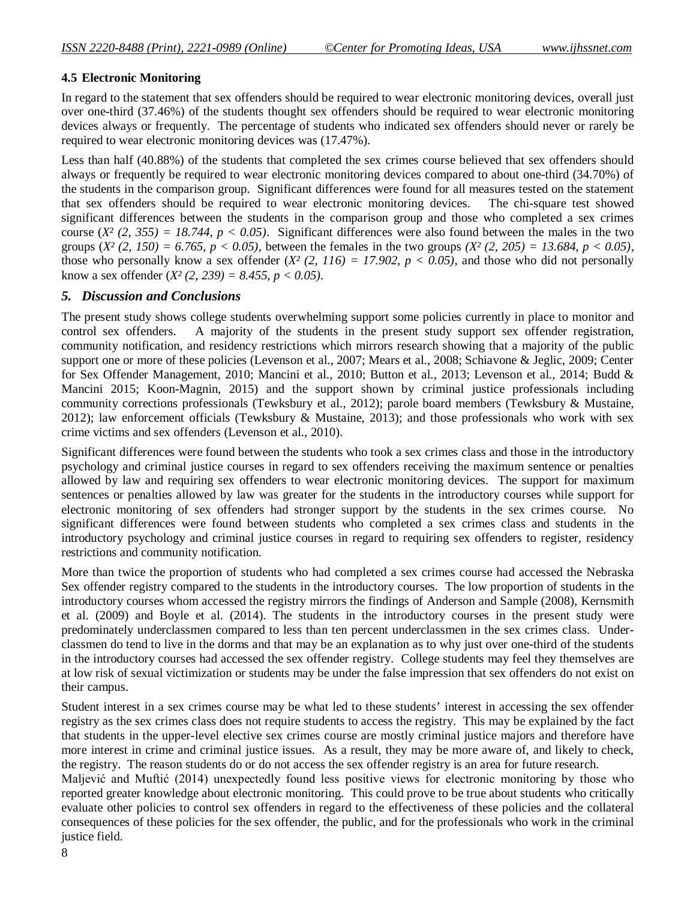### 4.5 Electronic Monitoring

In regard to the statement that sex offenders should be required to wear electronic monitoring devices, overall just over one-third (37.46%) of the students thought sex offenders should be required to wear electronic monitoring devices always or frequently. The percentage of students who indicated sex offenders should never or rarely be required to wear electronic monitoring devices was (17.47%).

Less than half (40.88%) of the students that completed the sex crimes course believed that sex offenders should always or frequently be required to wear electronic monitoring devices compared to about one-third (34.70%) of the students in the comparison group. Significant differences were found for all measures tested on the statement that sex offenders should be required to wear electronic monitoring devices. The chi-square test showed significant differences between the students in the comparison group and those who completed a sex crimes course ($X^2 (2, 355) = 18.744, p < 0.05$). Significant differences were also found between the males in the two groups ($X^2 (2, 150) = 6.765, p < 0.05$), between the females in the two groups ($X^2 (2, 205) = 13.684, p < 0.05$), those who personally know a sex offender ($X^2 (2, 116) = 17.902, p < 0.05$), and those who did not personally know a sex offender ($X^2 (2, 239) = 8.455, p < 0.05$).

## *5. Discussion and Conclusions*

The present study shows college students overwhelming support some policies currently in place to monitor and control sex offenders. A majority of the students in the present study support sex offender registration, community notification, and residency restrictions which mirrors research showing that a majority of the public support one or more of these policies (Levenson et al., 2007; Mears et al., 2008; Schiavone & Jeglic, 2009; Center for Sex Offender Management, 2010; Mancini et al., 2010; Button et al., 2013; Levenson et al., 2014; Budd & Mancini 2015; Koon-Magnin, 2015) and the support shown by criminal justice professionals including community corrections professionals (Tewksbury et al., 2012); parole board members (Tewksbury & Mustaine, 2012); law enforcement officials (Tewksbury & Mustaine, 2013); and those professionals who work with sex crime victims and sex offenders (Levenson et al., 2010).

Significant differences were found between the students who took a sex crimes class and those in the introductory psychology and criminal justice courses in regard to sex offenders receiving the maximum sentence or penalties allowed by law and requiring sex offenders to wear electronic monitoring devices. The support for maximum sentences or penalties allowed by law was greater for the students in the introductory courses while support for electronic monitoring of sex offenders had stronger support by the students in the sex crimes course. No significant differences were found between students who completed a sex crimes class and students in the introductory psychology and criminal justice courses in regard to requiring sex offenders to register, residency restrictions and community notification.

More than twice the proportion of students who had completed a sex crimes course had accessed the Nebraska Sex offender registry compared to the students in the introductory courses. The low proportion of students in the introductory courses whom accessed the registry mirrors the findings of Anderson and Sample (2008), Kernsmith et al. (2009) and Boyle et al. (2014). The students in the introductory courses in the present study were predominately underclassmen compared to less than ten percent underclassmen in the sex crimes class. Under-classmen do tend to live in the dorms and that may be an explanation as to why just over one-third of the students in the introductory courses had accessed the sex offender registry. College students may feel they themselves are at low risk of sexual victimization or students may be under the false impression that sex offenders do not exist on their campus.

Student interest in a sex crimes course may be what led to these students' interest in accessing the sex offender registry as the sex crimes class does not require students to access the registry. This may be explained by the fact that students in the upper-level elective sex crimes course are mostly criminal justice majors and therefore have more interest in crime and criminal justice issues. As a result, they may be more aware of, and likely to check, the registry. The reason students do or do not access the sex offender registry is an area for future research.

Maljević and Muftić (2014) unexpectedly found less positive views for electronic monitoring by those who reported greater knowledge about electronic monitoring. This could prove to be true about students who critically evaluate other policies to control sex offenders in regard to the effectiveness of these policies and the collateral consequences of these policies for the sex offender, the public, and for the professionals who work in the criminal justice field.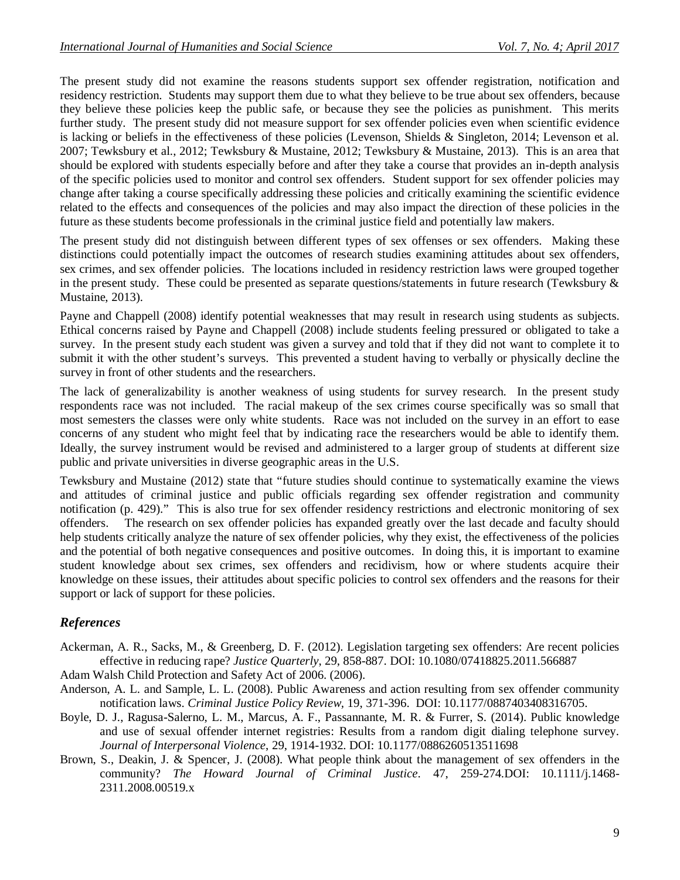The present study did not examine the reasons students support sex offender registration, notification and residency restriction. Students may support them due to what they believe to be true about sex offenders, because they believe these policies keep the public safe, or because they see the policies as punishment. This merits further study. The present study did not measure support for sex offender policies even when scientific evidence is lacking or beliefs in the effectiveness of these policies (Levenson, Shields & Singleton, 2014; Levenson et al. 2007; Tewksbury et al., 2012; Tewksbury & Mustaine, 2012; Tewksbury & Mustaine, 2013). This is an area that should be explored with students especially before and after they take a course that provides an in-depth analysis of the specific policies used to monitor and control sex offenders. Student support for sex offender policies may change after taking a course specifically addressing these policies and critically examining the scientific evidence related to the effects and consequences of the policies and may also impact the direction of these policies in the future as these students become professionals in the criminal justice field and potentially law makers.

The present study did not distinguish between different types of sex offenses or sex offenders. Making these distinctions could potentially impact the outcomes of research studies examining attitudes about sex offenders, sex crimes, and sex offender policies. The locations included in residency restriction laws were grouped together in the present study. These could be presented as separate questions/statements in future research (Tewksbury & Mustaine, 2013).

Payne and Chappell (2008) identify potential weaknesses that may result in research using students as subjects. Ethical concerns raised by Payne and Chappell (2008) include students feeling pressured or obligated to take a survey. In the present study each student was given a survey and told that if they did not want to complete it to submit it with the other student's surveys. This prevented a student having to verbally or physically decline the survey in front of other students and the researchers.

The lack of generalizability is another weakness of using students for survey research. In the present study respondents race was not included. The racial makeup of the sex crimes course specifically was so small that most semesters the classes were only white students. Race was not included on the survey in an effort to ease concerns of any student who might feel that by indicating race the researchers would be able to identify them. Ideally, the survey instrument would be revised and administered to a larger group of students at different size public and private universities in diverse geographic areas in the U.S.

Tewksbury and Mustaine (2012) state that "future studies should continue to systematically examine the views and attitudes of criminal justice and public officials regarding sex offender registration and community notification (p. 429)." This is also true for sex offender residency restrictions and electronic monitoring of sex offenders. The research on sex offender policies has expanded greatly over the last decade and faculty should help students critically analyze the nature of sex offender policies, why they exist, the effectiveness of the policies and the potential of both negative consequences and positive outcomes. In doing this, it is important to examine student knowledge about sex crimes, sex offenders and recidivism, how or where students acquire their knowledge on these issues, their attitudes about specific policies to control sex offenders and the reasons for their support or lack of support for these policies.

## *References*

Ackerman, A. R., Sacks, M., & Greenberg, D. F. (2012). Legislation targeting sex offenders: Are recent policies effective in reducing rape? *Justice Quarterly*, 29, 858-887. DOI: 10.1080/07418825.2011.566887

Adam Walsh Child Protection and Safety Act of 2006. (2006).

Anderson, A. L. and Sample, L. L. (2008). Public Awareness and action resulting from sex offender community notification laws. *Criminal Justice Policy Review*, 19, 371-396. DOI: 10.1177/0887403408316705.

Boyle, D. J., Ragusa-Salerno, L. M., Marcus, A. F., Passannante, M. R. & Furrer, S. (2014). Public knowledge and use of sexual offender internet registries: Results from a random digit dialing telephone survey. *Journal of Interpersonal Violence*, 29, 1914-1932. DOI: 10.1177/0886260513511698

Brown, S., Deakin, J. & Spencer, J. (2008). What people think about the management of sex offenders in the community? *The Howard Journal of Criminal Justice*. 47, 259-274.DOI: 10.1111/j.1468-2311.2008.00519.x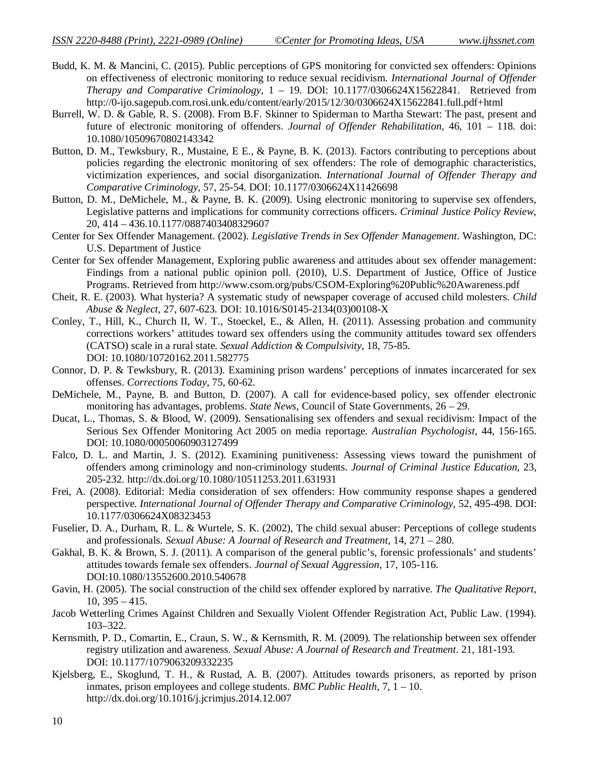Budd, K. M. & Mancini, C. (2015). Public perceptions of GPS monitoring for convicted sex offenders: Opinions on effectiveness of electronic monitoring to reduce sexual recidivism. *International Journal of Offender Therapy and Comparative Criminology*, 1 – 19. DOI: 10.1177/0306624X15622841. Retrieved from http://0-ijo.sagepub.com.rosi.unk.edu/content/early/2015/12/30/0306624X15622841.full.pdf+html

Burrell, W. D. & Gable, R. S. (2008). From B.F. Skinner to Spiderman to Martha Stewart: The past, present and future of electronic monitoring of offenders. *Journal of Offender Rehabilitation*, 46, 101 – 118. doi: 10.1080/10509670802143342

Button, D. M., Tewksbury, R., Mustaine, E E., & Payne, B. K. (2013). Factors contributing to perceptions about policies regarding the electronic monitoring of sex offenders: The role of demographic characteristics, victimization experiences, and social disorganization. *International Journal of Offender Therapy and Comparative Criminology*, 57, 25-54. DOI: 10.1177/0306624X11426698

Button, D. M., DeMichele, M., & Payne, B. K. (2009). Using electronic monitoring to supervise sex offenders, Legislative patterns and implications for community corrections officers. *Criminal Justice Policy Review*, 20, 414 – 436.10.1177/0887403408329607

Center for Sex Offender Management. (2002). *Legislative Trends in Sex Offender Management*. Washington, DC: U.S. Department of Justice

Center for Sex offender Management, Exploring public awareness and attitudes about sex offender management: Findings from a national public opinion poll. (2010), U.S. Department of Justice, Office of Justice Programs. Retrieved from http://www.csom.org/pubs/CSOM-Exploring%20Public%20Awareness.pdf

Cheit, R. E. (2003). What hysteria? A systematic study of newspaper coverage of accused child molesters. *Child Abuse & Neglect*, 27, 607-623. DOI: 10.1016/S0145-2134(03)00108-X

Conley, T., Hill, K., Church II, W. T., Stoeckel, E., & Allen, H. (2011). Assessing probation and community corrections workers' attitudes toward sex offenders using the community attitudes toward sex offenders (CATSO) scale in a rural state. *Sexual Addiction & Compulsivity*, 18, 75-85. DOI: 10.1080/10720162.2011.582775

Connor, D. P. & Tewksbury, R. (2013). Examining prison wardens' perceptions of inmates incarcerated for sex offenses. *Corrections Today*, 75, 60-62.

DeMichele, M., Payne, B. and Button, D. (2007). A call for evidence-based policy, sex offender electronic monitoring has advantages, problems. *State News*, Council of State Governments, 26 – 29.

Ducat, L., Thomas, S. & Blood, W. (2009). Sensationalising sex offenders and sexual recidivism: Impact of the Serious Sex Offender Monitoring Act 2005 on media reportage. *Australian Psychologist*, 44, 156-165. DOI: 10.1080/00050060903127499

Falco, D. L. and Martin, J. S. (2012). Examining punitiveness: Assessing views toward the punishment of offenders among criminology and non-criminology students. *Journal of Criminal Justice Education*, 23, 205-232. http://dx.doi.org/10.1080/10511253.2011.631931

Frei, A. (2008). Editorial: Media consideration of sex offenders: How community response shapes a gendered perspective. *International Journal of Offender Therapy and Comparative Criminology*, 52, 495-498. DOI: 10.1177/0306624X08323453

Fuselier, D. A., Durham, R. L. & Wurtele, S. K. (2002), The child sexual abuser: Perceptions of college students and professionals. *Sexual Abuse: A Journal of Research and Treatment*, 14, 271 – 280.

Gakhal, B. K. & Brown, S. J. (2011). A comparison of the general public's, forensic professionals' and students' attitudes towards female sex offenders. *Journal of Sexual Aggression*, 17, 105-116. DOI:10.1080/13552600.2010.540678

Gavin, H. (2005). The social construction of the child sex offender explored by narrative. *The Qualitative Report*, 10, 395 – 415.

Jacob Wetterling Crimes Against Children and Sexually Violent Offender Registration Act, Public Law. (1994). 103–322.

Kernsmith, P. D., Comartin, E., Craun, S. W., & Kernsmith, R. M. (2009). The relationship between sex offender registry utilization and awareness. *Sexual Abuse: A Journal of Research and Treatment*. 21, 181-193. DOI: 10.1177/1079063209332235

Kjelsberg, E., Skoglund, T. H., & Rustad, A. B. (2007). Attitudes towards prisoners, as reported by prison inmates, prison employees and college students. *BMC Public Health*, 7, 1 – 10. http://dx.doi.org/10.1016/j.jcrimjus.2014.12.007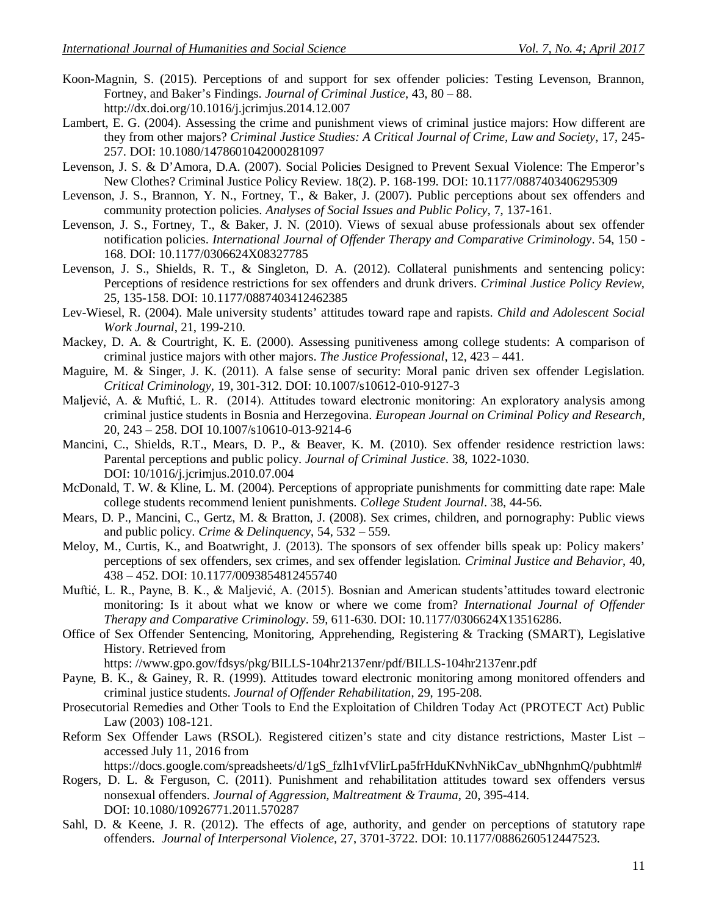Koon-Magnin, S. (2015). Perceptions of and support for sex offender policies: Testing Levenson, Brannon, Fortney, and Baker's Findings. *Journal of Criminal Justice*, 43, 80 – 88. http://dx.doi.org/10.1016/j.jcrimjus.2014.12.007

Lambert, E. G. (2004). Assessing the crime and punishment views of criminal justice majors: How different are they from other majors? *Criminal Justice Studies: A Critical Journal of Crime, Law and Society*, 17, 245-257. DOI: 10.1080/1478601042000281097

Levenson, J. S. & D'Amora, D.A. (2007). Social Policies Designed to Prevent Sexual Violence: The Emperor's New Clothes? Criminal Justice Policy Review. 18(2). P. 168-199. DOI: 10.1177/0887403406295309

Levenson, J. S., Brannon, Y. N., Fortney, T., & Baker, J. (2007). Public perceptions about sex offenders and community protection policies. *Analyses of Social Issues and Public Policy*, 7, 137-161.

Levenson, J. S., Fortney, T., & Baker, J. N. (2010). Views of sexual abuse professionals about sex offender notification policies. *International Journal of Offender Therapy and Comparative Criminology*. 54, 150 - 168. DOI: 10.1177/0306624X08327785

Levenson, J. S., Shields, R. T., & Singleton, D. A. (2012). Collateral punishments and sentencing policy: Perceptions of residence restrictions for sex offenders and drunk drivers. *Criminal Justice Policy Review*, 25, 135-158. DOI: 10.1177/0887403412462385

Lev-Wiesel, R. (2004). Male university students' attitudes toward rape and rapists. *Child and Adolescent Social Work Journal*, 21, 199-210.

Mackey, D. A. & Courtright, K. E. (2000). Assessing punitiveness among college students: A comparison of criminal justice majors with other majors. *The Justice Professional*, 12, 423 – 441.

Maguire, M. & Singer, J. K. (2011). A false sense of security: Moral panic driven sex offender Legislation. *Critical Criminology*, 19, 301-312. DOI: 10.1007/s10612-010-9127-3

Maljević, A. & Muftić, L. R. (2014). Attitudes toward electronic monitoring: An exploratory analysis among criminal justice students in Bosnia and Herzegovina. *European Journal on Criminal Policy and Research*, 20, 243 – 258. DOI 10.1007/s10610-013-9214-6

Mancini, C., Shields, R.T., Mears, D. P., & Beaver, K. M. (2010). Sex offender residence restriction laws: Parental perceptions and public policy. *Journal of Criminal Justice*. 38, 1022-1030. DOI: 10/1016/j.jcrimjus.2010.07.004

McDonald, T. W. & Kline, L. M. (2004). Perceptions of appropriate punishments for committing date rape: Male college students recommend lenient punishments. *College Student Journal*. 38, 44-56.

Mears, D. P., Mancini, C., Gertz, M. & Bratton, J. (2008). Sex crimes, children, and pornography: Public views and public policy. *Crime & Delinquency*, 54, 532 – 559.

Meloy, M., Curtis, K., and Boatwright, J. (2013). The sponsors of sex offender bills speak up: Policy makers' perceptions of sex offenders, sex crimes, and sex offender legislation. *Criminal Justice and Behavior*, 40, 438 – 452. DOI: 10.1177/0093854812455740

Muftić, L. R., Payne, B. K., & Maljević, A. (2015). Bosnian and American students'attitudes toward electronic monitoring: Is it about what we know or where we come from? *International Journal of Offender Therapy and Comparative Criminology*. 59, 611-630. DOI: 10.1177/0306624X13516286.

Office of Sex Offender Sentencing, Monitoring, Apprehending, Registering & Tracking (SMART), Legislative History. Retrieved from https: //www.gpo.gov/fdsys/pkg/BILLS-104hr2137enr/pdf/BILLS-104hr2137enr.pdf

Payne, B. K., & Gainey, R. R. (1999). Attitudes toward electronic monitoring among monitored offenders and criminal justice students. *Journal of Offender Rehabilitation*, 29, 195-208.

Prosecutorial Remedies and Other Tools to End the Exploitation of Children Today Act (PROTECT Act) Public Law (2003) 108-121.

Reform Sex Offender Laws (RSOL). Registered citizen's state and city distance restrictions, Master List – accessed July 11, 2016 from https://docs.google.com/spreadsheets/d/1gS_fzlh1vfVlirLpa5frHduKNvhNikCav_ubNhgnhmQ/pubhtml#

Rogers, D. L. & Ferguson, C. (2011). Punishment and rehabilitation attitudes toward sex offenders versus nonsexual offenders. *Journal of Aggression, Maltreatment & Trauma*, 20, 395-414. DOI: 10.1080/10926771.2011.570287

Sahl, D. & Keene, J. R. (2012). The effects of age, authority, and gender on perceptions of statutory rape offenders. *Journal of Interpersonal Violence*, 27, 3701-3722. DOI: 10.1177/0886260512447523.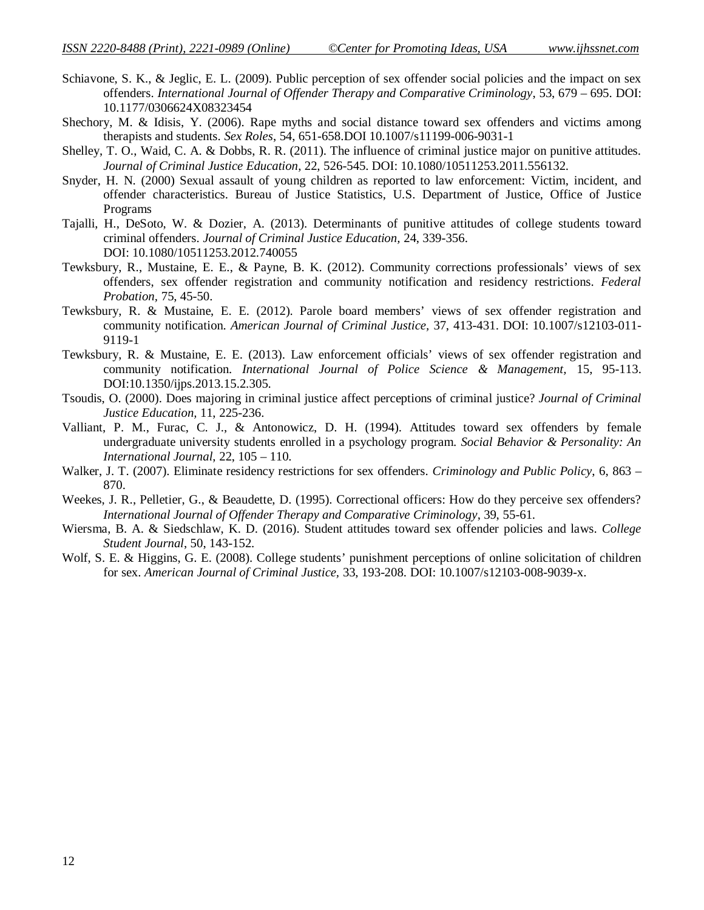Schiavone, S. K., & Jeglic, E. L. (2009). Public perception of sex offender social policies and the impact on sex offenders. *International Journal of Offender Therapy and Comparative Criminology*, 53, 679 – 695. DOI: 10.1177/0306624X08323454

Shechory, M. & Idisis, Y. (2006). Rape myths and social distance toward sex offenders and victims among therapists and students. *Sex Roles*, 54, 651-658.DOI 10.1007/s11199-006-9031-1

Shelley, T. O., Waid, C. A. & Dobbs, R. R. (2011). The influence of criminal justice major on punitive attitudes. *Journal of Criminal Justice Education*, 22, 526-545. DOI: 10.1080/10511253.2011.556132.

Snyder, H. N. (2000) Sexual assault of young children as reported to law enforcement: Victim, incident, and offender characteristics. Bureau of Justice Statistics, U.S. Department of Justice, Office of Justice Programs

Tajalli, H., DeSoto, W. & Dozier, A. (2013). Determinants of punitive attitudes of college students toward criminal offenders. *Journal of Criminal Justice Education*, 24, 339-356. DOI: 10.1080/10511253.2012.740055

Tewksbury, R., Mustaine, E. E., & Payne, B. K. (2012). Community corrections professionals' views of sex offenders, sex offender registration and community notification and residency restrictions. *Federal Probation*, 75, 45-50.

Tewksbury, R. & Mustaine, E. E. (2012). Parole board members' views of sex offender registration and community notification. *American Journal of Criminal Justice*, 37, 413-431. DOI: 10.1007/s12103-011-9119-1

Tewksbury, R. & Mustaine, E. E. (2013). Law enforcement officials' views of sex offender registration and community notification. *International Journal of Police Science & Management*, 15, 95-113. DOI:10.1350/ijps.2013.15.2.305.

Tsoudis, O. (2000). Does majoring in criminal justice affect perceptions of criminal justice? *Journal of Criminal Justice Education*, 11, 225-236.

Valliant, P. M., Furac, C. J., & Antonowicz, D. H. (1994). Attitudes toward sex offenders by female undergraduate university students enrolled in a psychology program. *Social Behavior & Personality: An International Journal*, 22, 105 – 110.

Walker, J. T. (2007). Eliminate residency restrictions for sex offenders. *Criminology and Public Policy*, 6, 863 – 870.

Weekes, J. R., Pelletier, G., & Beaudette, D. (1995). Correctional officers: How do they perceive sex offenders? *International Journal of Offender Therapy and Comparative Criminology*, 39, 55-61.

Wiersma, B. A. & Siedschlaw, K. D. (2016). Student attitudes toward sex offender policies and laws. *College Student Journal*, 50, 143-152.

Wolf, S. E. & Higgins, G. E. (2008). College students' punishment perceptions of online solicitation of children for sex. *American Journal of Criminal Justice*, 33, 193-208. DOI: 10.1007/s12103-008-9039-x.